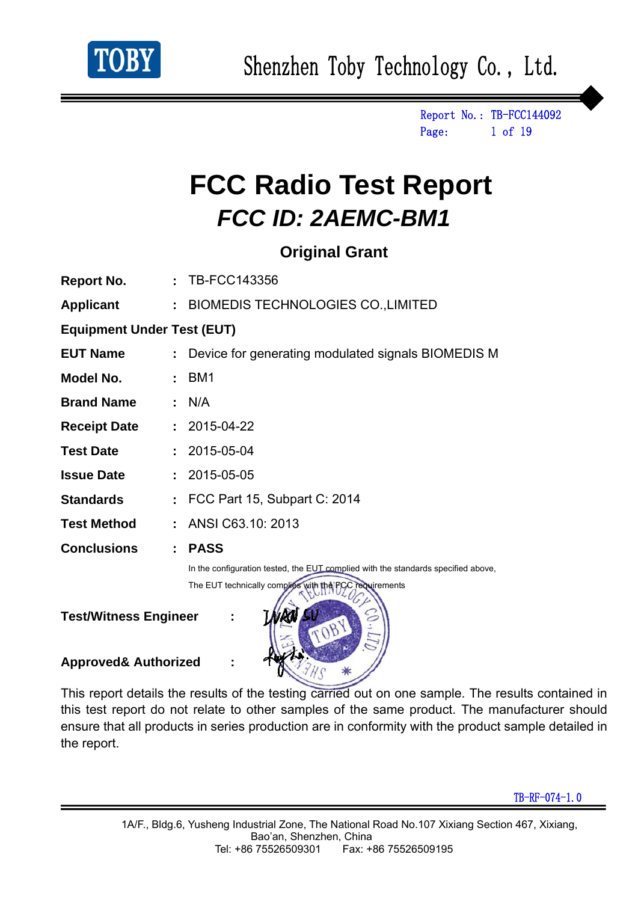# FCC Radio Test Report

## *FCC ID: 2AEMC-BM1*

### Original Grant

| | | |
|---|---|---|
| **Report No.** | **:** | TB-FCC143356 |
| **Applicant** | **:** | BIOMEDIS TECHNOLOGIES CO.,LIMITED |

**Equipment Under Test (EUT)**

| | | |
|---|---|---|
| **EUT Name** | **:** | Device for generating modulated signals BIOMEDIS M |
| **Model No.** | **:** | BM1 |
| **Brand Name** | **:** | N/A |
| **Receipt Date** | **:** | 2015-04-22 |
| **Test Date** | **:** | 2015-05-04 |
| **Issue Date** | **:** | 2015-05-05 |
| **Standards** | **:** | FCC Part 15, Subpart C: 2014 |
| **Test Method** | **:** | ANSI C63.10: 2013 |
| **Conclusions** | **:** | **PASS** |

In the configuration tested, the EUT complied with the standards specified above,

The EUT technically complies with the FCC requirements

**Test/Witness Engineer** **:** IVAN SU

**Approved& Authorized** **:**

This report details the results of the testing carried out on one sample. The results contained in this test report do not relate to other samples of the same product. The manufacturer should ensure that all products in series production are in conformity with the product sample detailed in the report.

TB-RF-074-1.0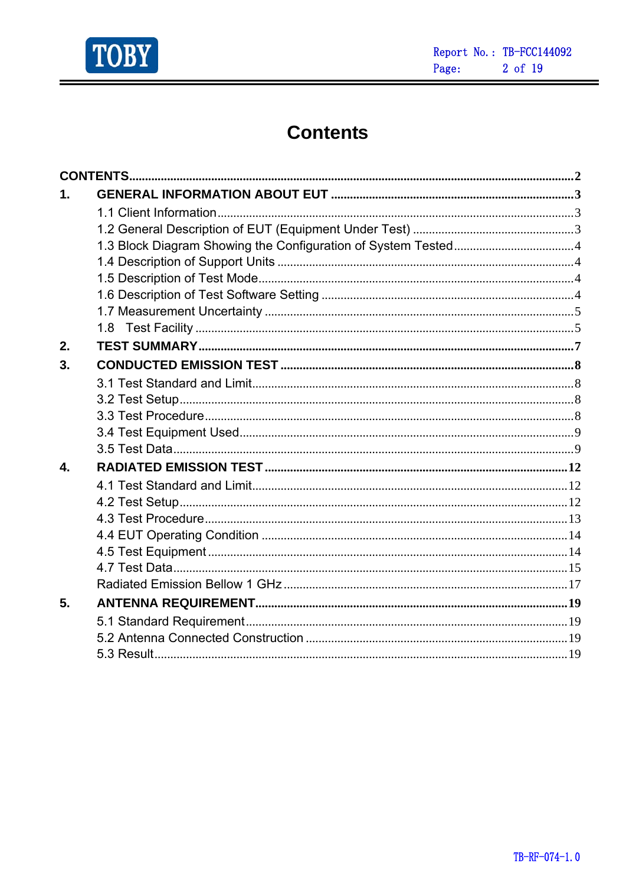# Contents

CONTENTS ......... 2

1. GENERAL INFORMATION ABOUT EUT ......... 3
   - 1.1 Client Information ......... 3
   - 1.2 General Description of EUT (Equipment Under Test) ......... 3
   - 1.3 Block Diagram Showing the Configuration of System Tested ......... 4
   - 1.4 Description of Support Units ......... 4
   - 1.5 Description of Test Mode ......... 4
   - 1.6 Description of Test Software Setting ......... 4
   - 1.7 Measurement Uncertainty ......... 5
   - 1.8 Test Facility ......... 5
2. TEST SUMMARY ......... 7
3. CONDUCTED EMISSION TEST ......... 8
   - 3.1 Test Standard and Limit ......... 8
   - 3.2 Test Setup ......... 8
   - 3.3 Test Procedure ......... 8
   - 3.4 Test Equipment Used ......... 9
   - 3.5 Test Data ......... 9
4. RADIATED EMISSION TEST ......... 12
   - 4.1 Test Standard and Limit ......... 12
   - 4.2 Test Setup ......... 12
   - 4.3 Test Procedure ......... 13
   - 4.4 EUT Operating Condition ......... 14
   - 4.5 Test Equipment ......... 14
   - 4.7 Test Data ......... 15
   - Radiated Emission Bellow 1 GHz ......... 17
5. ANTENNA REQUIREMENT ......... 19
   - 5.1 Standard Requirement ......... 19
   - 5.2 Antenna Connected Construction ......... 19
   - 5.3 Result ......... 19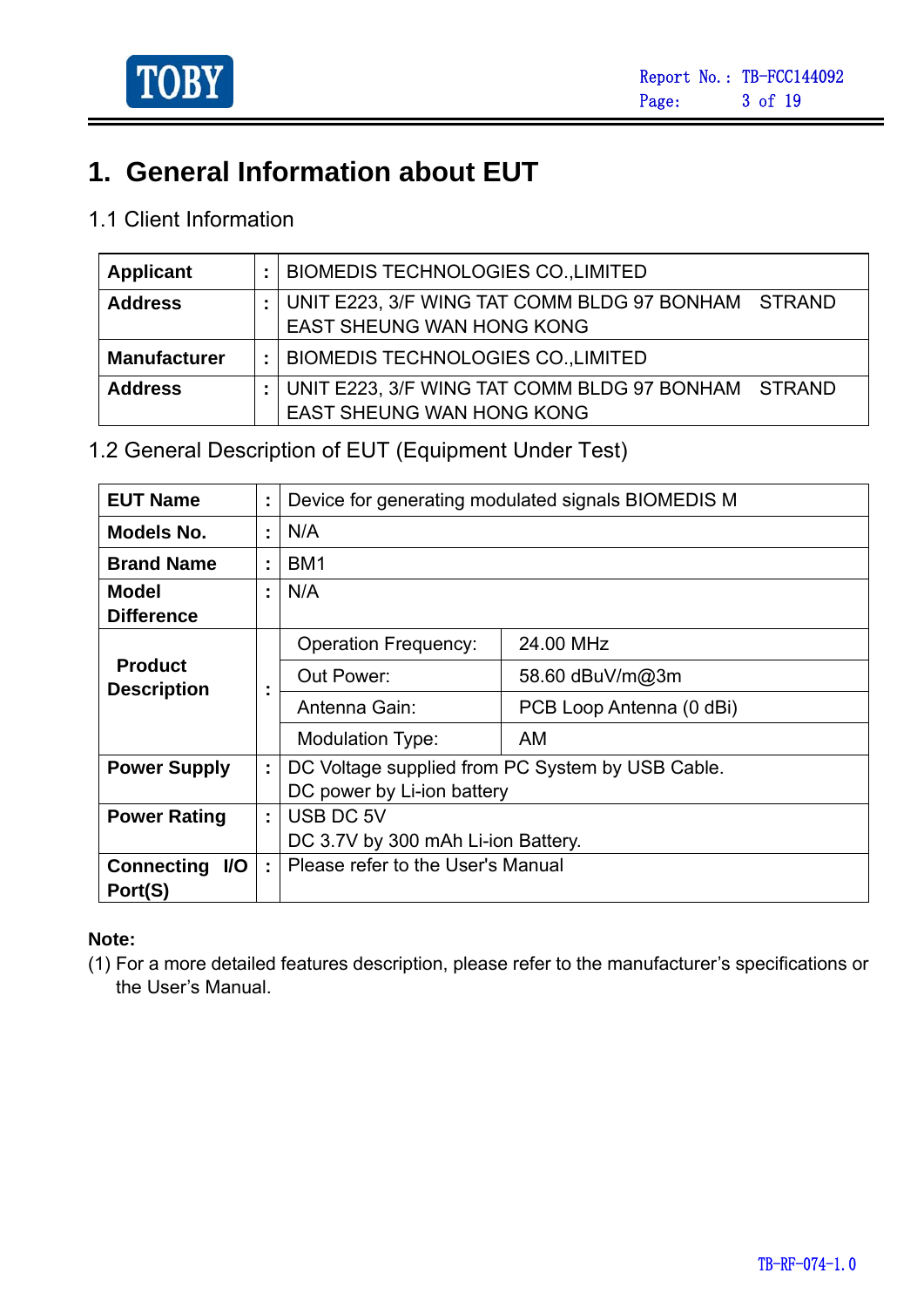# 1. General Information about EUT

## 1.1 Client Information

| | | |
|---|---|---|
| **Applicant** | : | BIOMEDIS TECHNOLOGIES CO.,LIMITED |
| **Address** | : | UNIT E223, 3/F WING TAT COMM BLDG 97 BONHAM STRAND EAST SHEUNG WAN HONG KONG |
| **Manufacturer** | : | BIOMEDIS TECHNOLOGIES CO.,LIMITED |
| **Address** | : | UNIT E223, 3/F WING TAT COMM BLDG 97 BONHAM STRAND EAST SHEUNG WAN HONG KONG |

## 1.2 General Description of EUT (Equipment Under Test)

| | | | |
|---|---|---|---|
| **EUT Name** | : | Device for generating modulated signals BIOMEDIS M | |
| **Models No.** | : | N/A | |
| **Brand Name** | : | BM1 | |
| **Model Difference** | : | N/A | |
| **Product Description** | : | Operation Frequency: | 24.00 MHz |
| | | Out Power: | 58.60 dBuV/m@3m |
| | | Antenna Gain: | PCB Loop Antenna (0 dBi) |
| | | Modulation Type: | AM |
| **Power Supply** | : | DC Voltage supplied from PC System by USB Cable.<br>DC power by Li-ion battery | |
| **Power Rating** | : | USB DC 5V<br>DC 3.7V by 300 mAh Li-ion Battery. | |
| **Connecting I/O Port(S)** | : | Please refer to the User's Manual | |

**Note:**

(1) For a more detailed features description, please refer to the manufacturer's specifications or the User's Manual.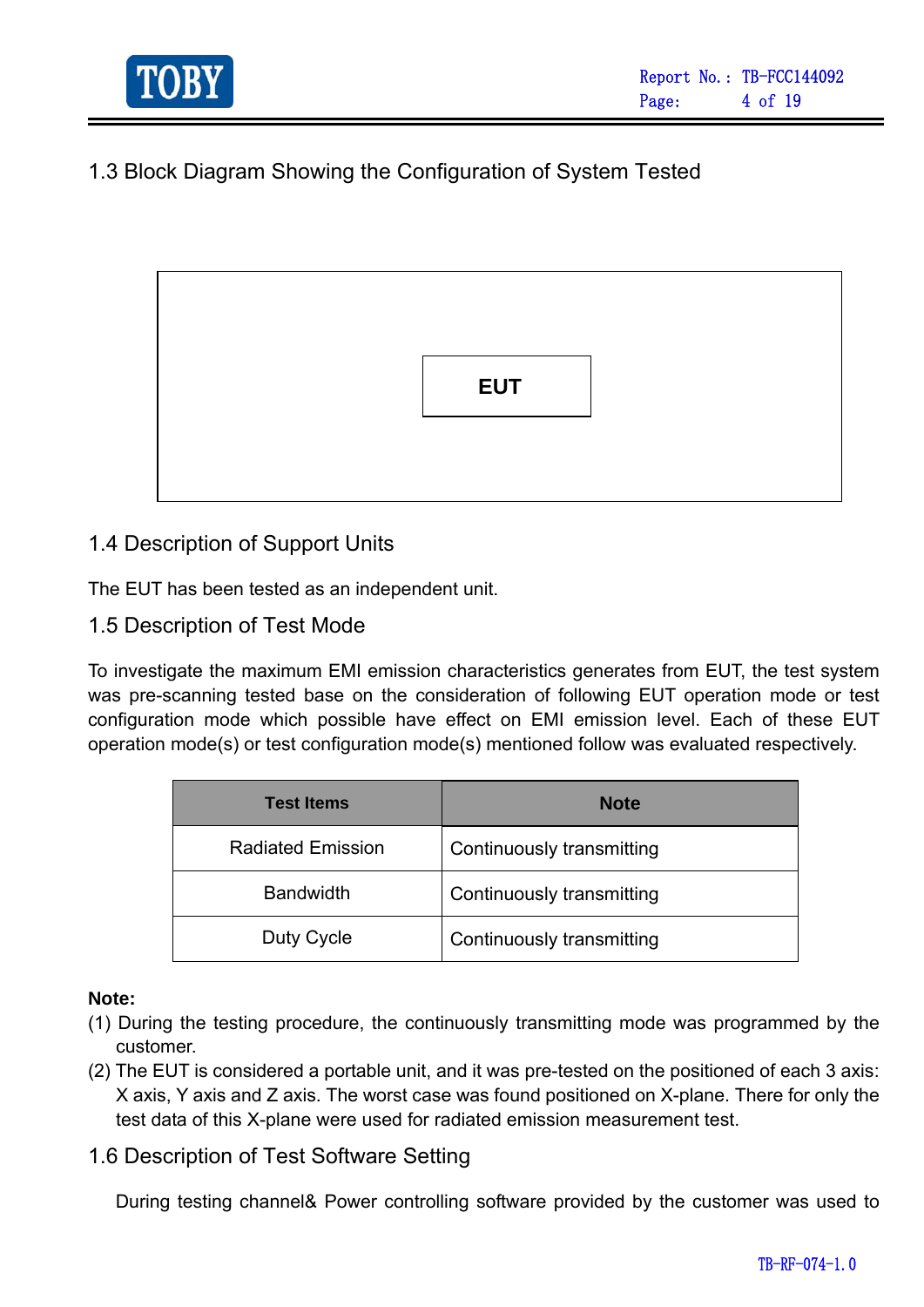## 1.3 Block Diagram Showing the Configuration of System Tested

EUT

## 1.4 Description of Support Units

The EUT has been tested as an independent unit.

## 1.5 Description of Test Mode

To investigate the maximum EMI emission characteristics generates from EUT, the test system was pre-scanning tested base on the consideration of following EUT operation mode or test configuration mode which possible have effect on EMI emission level. Each of these EUT operation mode(s) or test configuration mode(s) mentioned follow was evaluated respectively.

| Test Items | Note |
|---|---|
| Radiated Emission | Continuously transmitting |
| Bandwidth | Continuously transmitting |
| Duty Cycle | Continuously transmitting |

**Note:**

(1) During the testing procedure, the continuously transmitting mode was programmed by the customer.

(2) The EUT is considered a portable unit, and it was pre-tested on the positioned of each 3 axis: X axis, Y axis and Z axis. The worst case was found positioned on X-plane. There for only the test data of this X-plane were used for radiated emission measurement test.

## 1.6 Description of Test Software Setting

During testing channel& Power controlling software provided by the customer was used to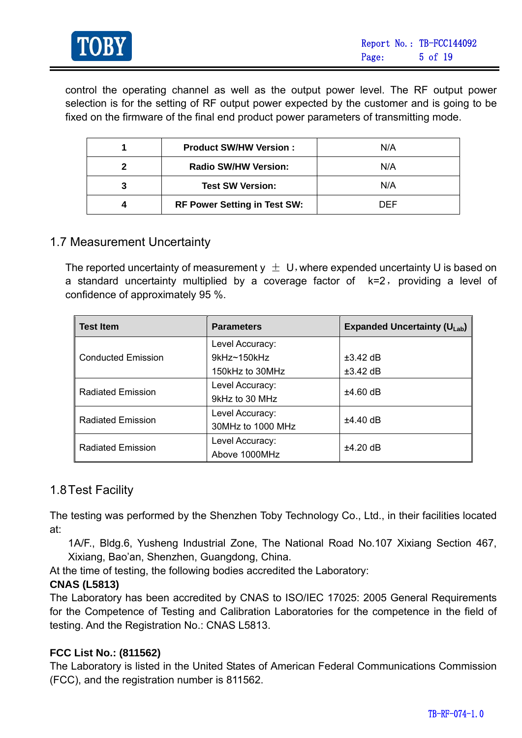control the operating channel as well as the output power level. The RF output power selection is for the setting of RF output power expected by the customer and is going to be fixed on the firmware of the final end product power parameters of transmitting mode.

| **1** | **Product SW/HW Version :** | N/A |
|---|---|---|
| **2** | **Radio SW/HW Version:** | N/A |
| **3** | **Test SW Version:** | N/A |
| **4** | **RF Power Setting in Test SW:** | DEF |

## 1.7 Measurement Uncertainty

The reported uncertainty of measurement y ± U，where expended uncertainty U is based on a standard uncertainty multiplied by a coverage factor of k=2， providing a level of confidence of approximately 95 %.

| **Test Item** | **Parameters** | **Expanded Uncertainty ($U_{Lab}$)** |
|---|---|---|
| Conducted Emission | Level Accuracy:<br>9kHz~150kHz<br>150kHz to 30MHz | <br>±3.42 dB<br>±3.42 dB |
| Radiated Emission | Level Accuracy:<br>9kHz to 30 MHz | ±4.60 dB |
| Radiated Emission | Level Accuracy:<br>30MHz to 1000 MHz | ±4.40 dB |
| Radiated Emission | Level Accuracy:<br>Above 1000MHz | ±4.20 dB |

## 1.8 Test Facility

The testing was performed by the Shenzhen Toby Technology Co., Ltd., in their facilities located at:

1A/F., Bldg.6, Yusheng Industrial Zone, The National Road No.107 Xixiang Section 467, Xixiang, Bao'an, Shenzhen, Guangdong, China.

At the time of testing, the following bodies accredited the Laboratory:

**CNAS (L5813)**

The Laboratory has been accredited by CNAS to ISO/IEC 17025: 2005 General Requirements for the Competence of Testing and Calibration Laboratories for the competence in the field of testing. And the Registration No.: CNAS L5813.

**FCC List No.: (811562)**

The Laboratory is listed in the United States of American Federal Communications Commission (FCC), and the registration number is 811562.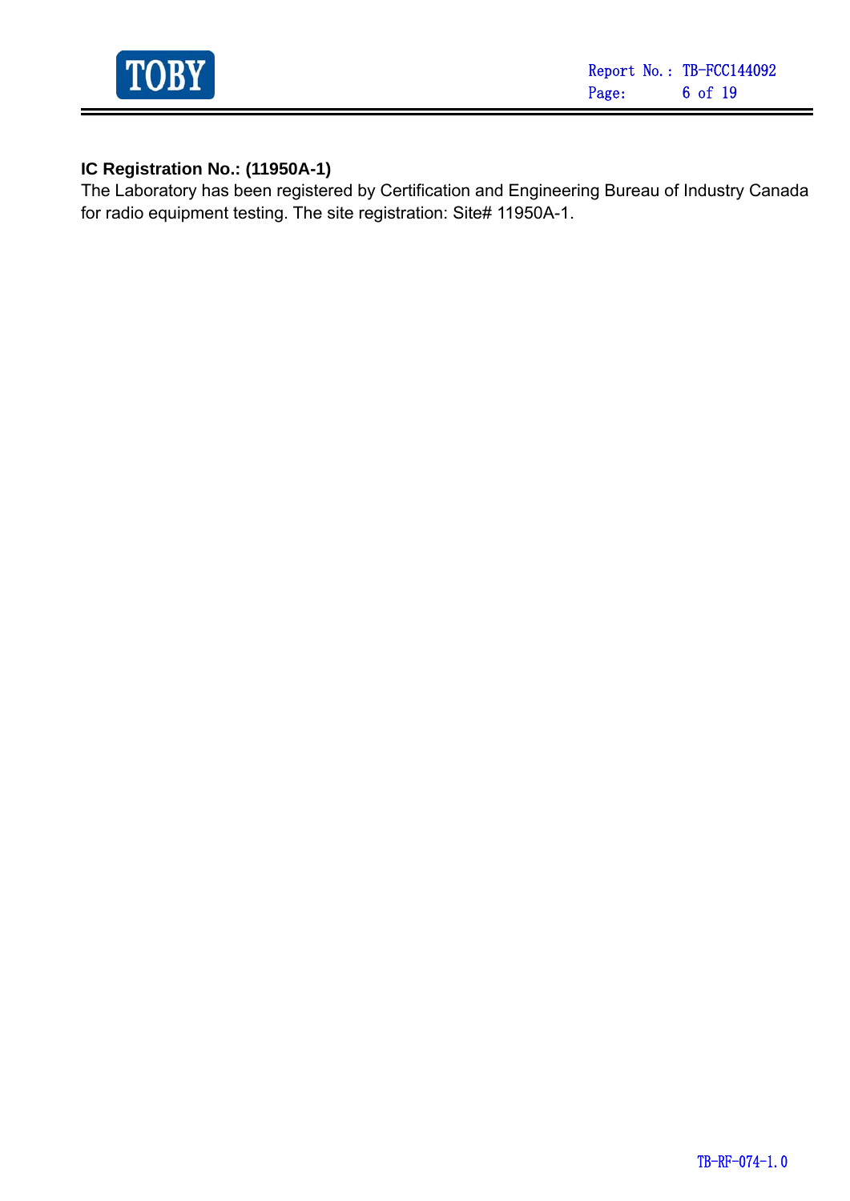**IC Registration No.: (11950A-1)**

The Laboratory has been registered by Certification and Engineering Bureau of Industry Canada for radio equipment testing. The site registration: Site# 11950A-1.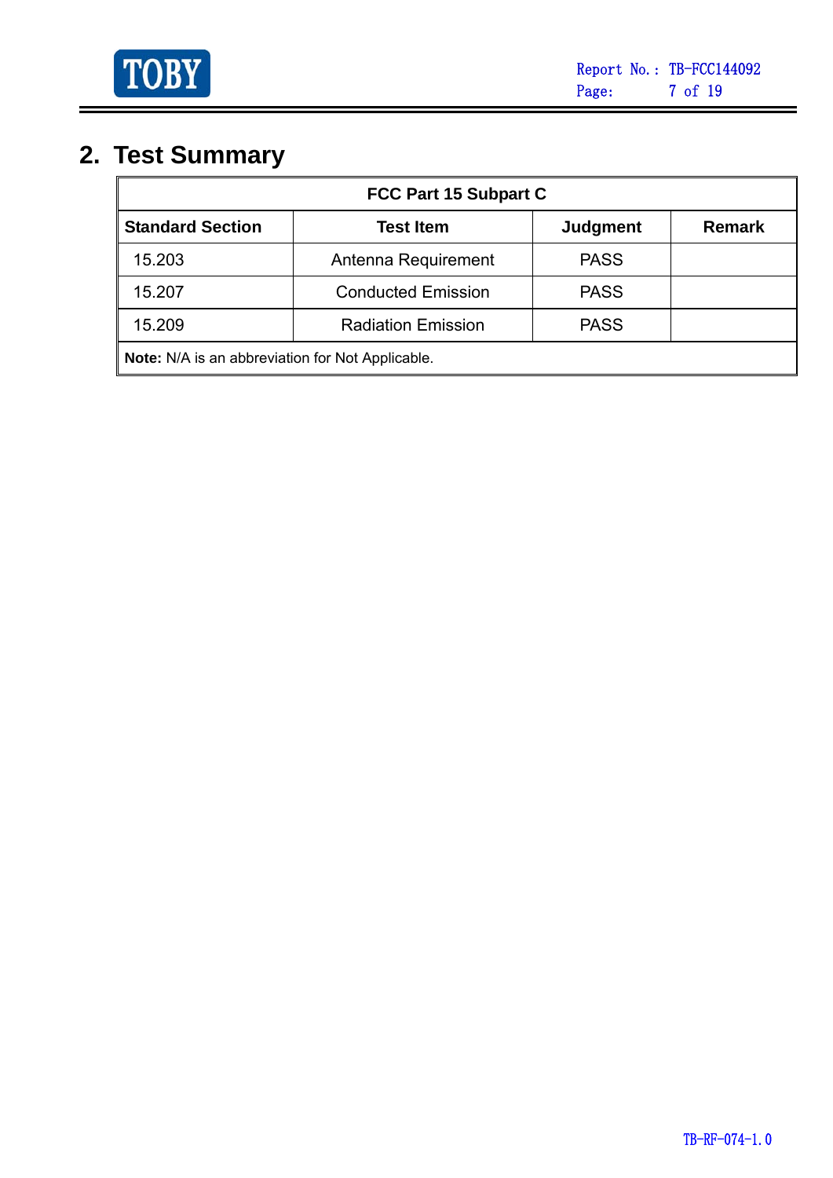## 2. Test Summary

| FCC Part 15 Subpart C | | | |
|---|---|---|---|
| **Standard Section** | **Test Item** | **Judgment** | **Remark** |
| 15.203 | Antenna Requirement | PASS | |
| 15.207 | Conducted Emission | PASS | |
| 15.209 | Radiation Emission | PASS | |
| **Note:** N/A is an abbreviation for Not Applicable. | | | |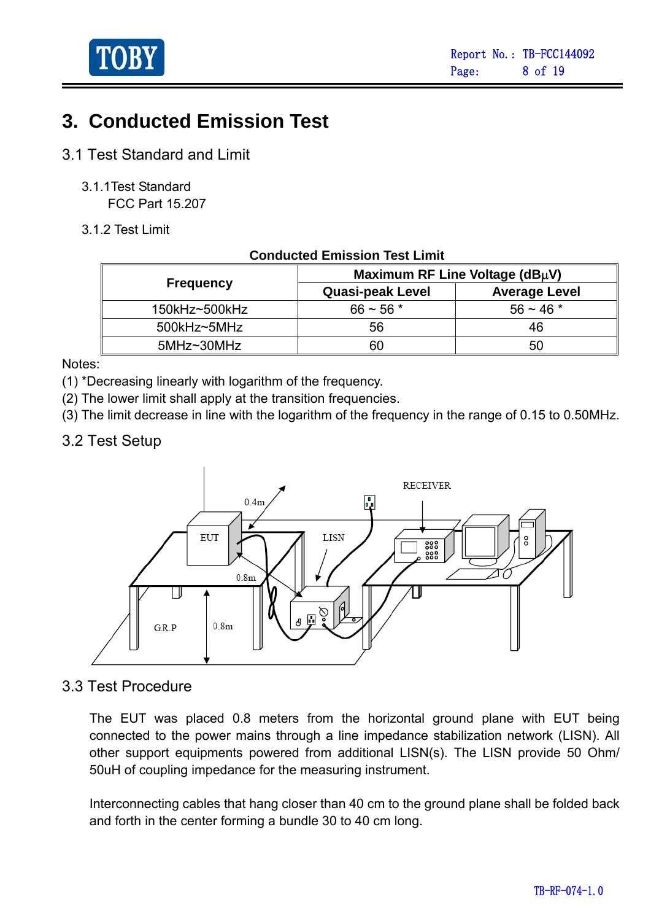# 3. Conducted Emission Test

## 3.1 Test Standard and Limit

3.1.1Test Standard
FCC Part 15.207

3.1.2 Test Limit

**Conducted Emission Test Limit**

| Frequency | Maximum RF Line Voltage (dBμV) | |
|---|---|---|
| | Quasi-peak Level | Average Level |
| 150kHz~500kHz | 66 ~ 56 * | 56 ~ 46 * |
| 500kHz~5MHz | 56 | 46 |
| 5MHz~30MHz | 60 | 50 |

Notes:
(1) *Decreasing linearly with logarithm of the frequency.
(2) The lower limit shall apply at the transition frequencies.
(3) The limit decrease in line with the logarithm of the frequency in the range of 0.15 to 0.50MHz.

## 3.2 Test Setup

## 3.3 Test Procedure

The EUT was placed 0.8 meters from the horizontal ground plane with EUT being connected to the power mains through a line impedance stabilization network (LISN). All other support equipments powered from additional LISN(s). The LISN provide 50 Ohm/ 50uH of coupling impedance for the measuring instrument.

Interconnecting cables that hang closer than 40 cm to the ground plane shall be folded back and forth in the center forming a bundle 30 to 40 cm long.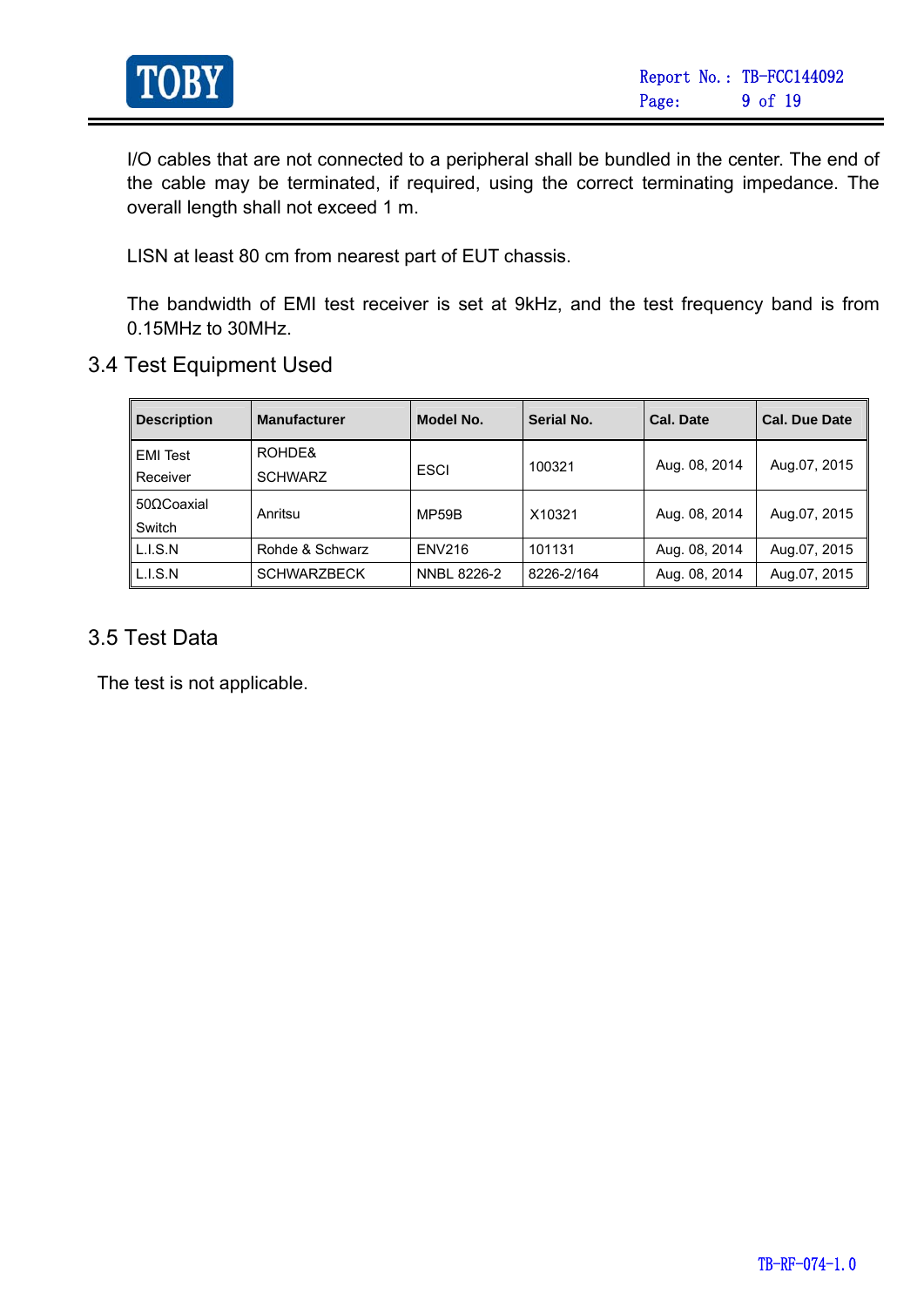I/O cables that are not connected to a peripheral shall be bundled in the center. The end of the cable may be terminated, if required, using the correct terminating impedance. The overall length shall not exceed 1 m.

LISN at least 80 cm from nearest part of EUT chassis.

The bandwidth of EMI test receiver is set at 9kHz, and the test frequency band is from 0.15MHz to 30MHz.

## 3.4 Test Equipment Used

| Description | Manufacturer | Model No. | Serial No. | Cal. Date | Cal. Due Date |
|---|---|---|---|---|---|
| EMI Test Receiver | ROHDE& SCHWARZ | ESCI | 100321 | Aug. 08, 2014 | Aug.07, 2015 |
| 50ΩCoaxial Switch | Anritsu | MP59B | X10321 | Aug. 08, 2014 | Aug.07, 2015 |
| L.I.S.N | Rohde & Schwarz | ENV216 | 101131 | Aug. 08, 2014 | Aug.07, 2015 |
| L.I.S.N | SCHWARZBECK | NNBL 8226-2 | 8226-2/164 | Aug. 08, 2014 | Aug.07, 2015 |

## 3.5 Test Data

The test is not applicable.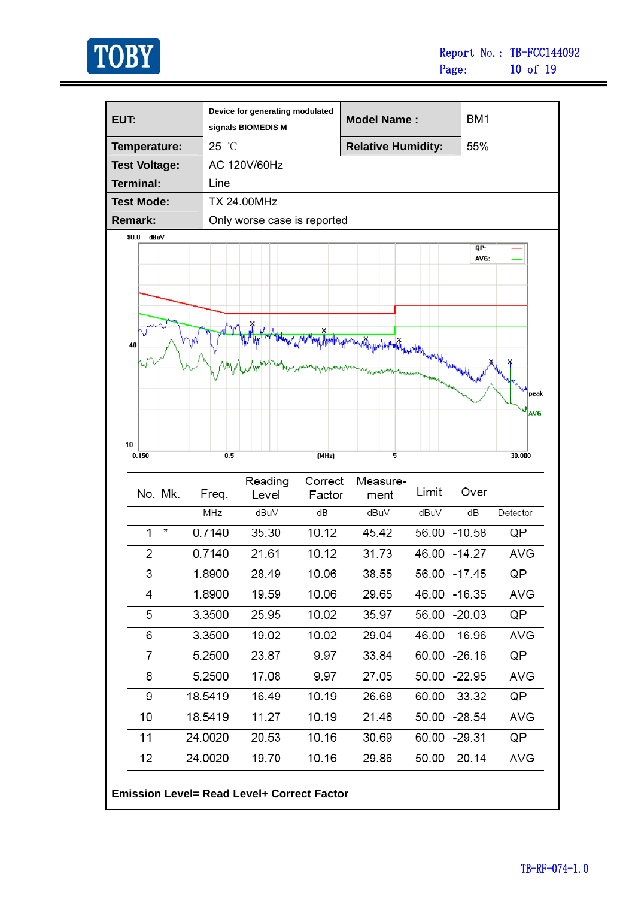| EUT: | Device for generating modulated signals BIOMEDIS M | Model Name : | BM1 |
| --- | --- | --- | --- |
| Temperature: | 25 ℃ | Relative Humidity: | 55% |
| Test Voltage: | AC 120V/60Hz | | |
| Terminal: | Line | | |
| Test Mode: | TX 24.00MHz | | |
| Remark: | Only worse case is reported | | |

| No. | Mk. | Freq. | Reading Level | Correct Factor | Measure-ment | Limit | Over | |
| --- | --- | --- | --- | --- | --- | --- | --- | --- |
| | | MHz | dBuV | dB | dBuV | dBuV | dB | Detector |
| 1 | * | 0.7140 | 35.30 | 10.12 | 45.42 | 56.00 | -10.58 | QP |
| 2 | | 0.7140 | 21.61 | 10.12 | 31.73 | 46.00 | -14.27 | AVG |
| 3 | | 1.8900 | 28.49 | 10.06 | 38.55 | 56.00 | -17.45 | QP |
| 4 | | 1.8900 | 19.59 | 10.06 | 29.65 | 46.00 | -16.35 | AVG |
| 5 | | 3.3500 | 25.95 | 10.02 | 35.97 | 56.00 | -20.03 | QP |
| 6 | | 3.3500 | 19.02 | 10.02 | 29.04 | 46.00 | -16.96 | AVG |
| 7 | | 5.2500 | 23.87 | 9.97 | 33.84 | 60.00 | -26.16 | QP |
| 8 | | 5.2500 | 17.08 | 9.97 | 27.05 | 50.00 | -22.95 | AVG |
| 9 | | 18.5419 | 16.49 | 10.19 | 26.68 | 60.00 | -33.32 | QP |
| 10 | | 18.5419 | 11.27 | 10.19 | 21.46 | 50.00 | -28.54 | AVG |
| 11 | | 24.0020 | 20.53 | 10.16 | 30.69 | 60.00 | -29.31 | QP |
| 12 | | 24.0020 | 19.70 | 10.16 | 29.86 | 50.00 | -20.14 | AVG |

**Emission Level= Read Level+ Correct Factor**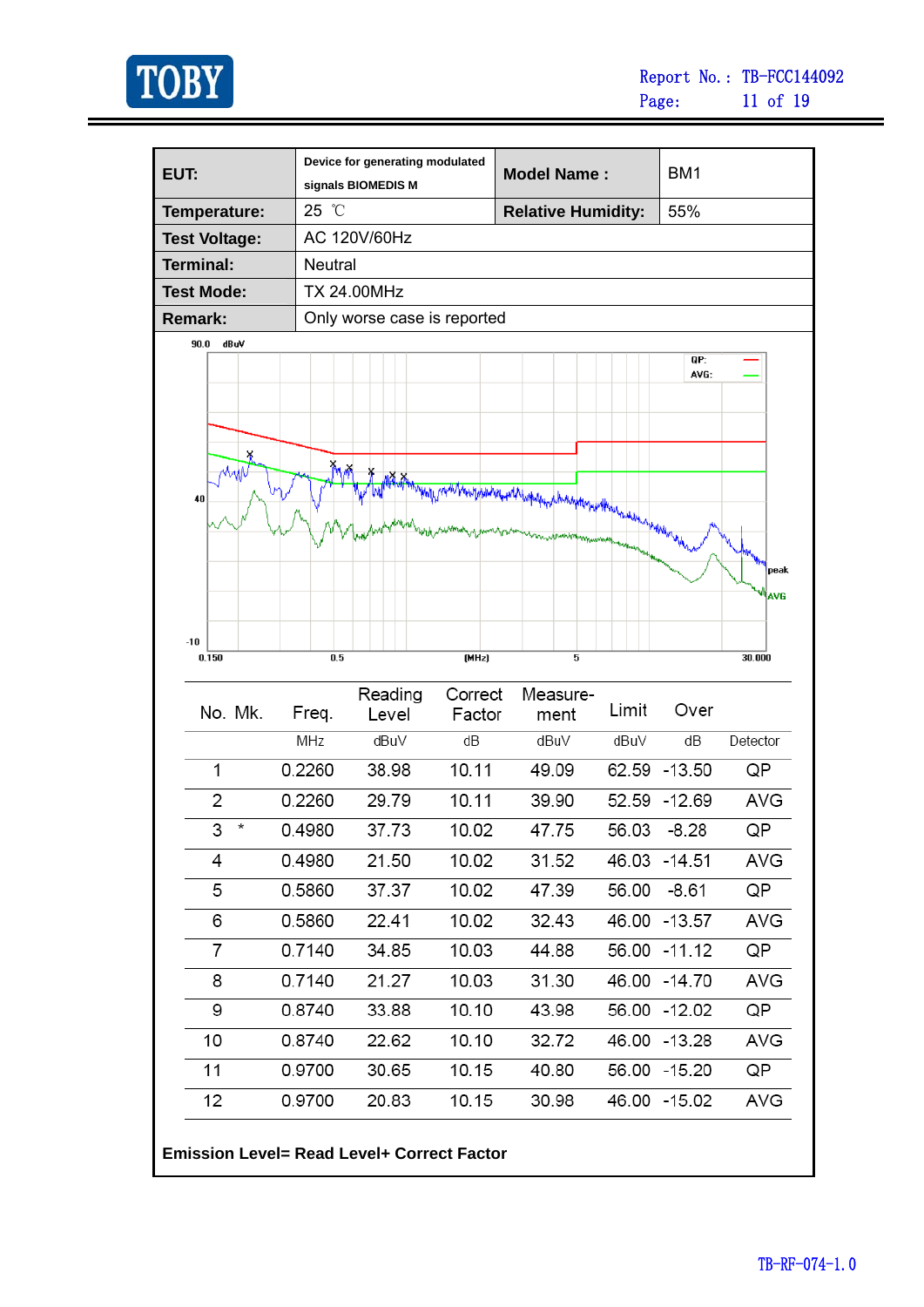| | | | |
|---|---|---|---|
| **EUT:** | Device for generating modulated signals BIOMEDIS M | **Model Name :** | BM1 |
| **Temperature:** | 25 ℃ | **Relative Humidity:** | 55% |
| **Test Voltage:** | AC 120V/60Hz | | |
| **Terminal:** | Neutral | | |
| **Test Mode:** | TX 24.00MHz | | |
| **Remark:** | Only worse case is reported | | |

| No. | Mk. | Freq. | Reading Level | Correct Factor | Measure-ment | Limit | Over | |
|---|---|---|---|---|---|---|---|---|
| | | MHz | dBuV | dB | dBuV | dBuV | dB | Detector |
| 1 | | 0.2260 | 38.98 | 10.11 | 49.09 | 62.59 | -13.50 | QP |
| 2 | | 0.2260 | 29.79 | 10.11 | 39.90 | 52.59 | -12.69 | AVG |
| 3 | * | 0.4980 | 37.73 | 10.02 | 47.75 | 56.03 | -8.28 | QP |
| 4 | | 0.4980 | 21.50 | 10.02 | 31.52 | 46.03 | -14.51 | AVG |
| 5 | | 0.5860 | 37.37 | 10.02 | 47.39 | 56.00 | -8.61 | QP |
| 6 | | 0.5860 | 22.41 | 10.02 | 32.43 | 46.00 | -13.57 | AVG |
| 7 | | 0.7140 | 34.85 | 10.03 | 44.88 | 56.00 | -11.12 | QP |
| 8 | | 0.7140 | 21.27 | 10.03 | 31.30 | 46.00 | -14.70 | AVG |
| 9 | | 0.8740 | 33.88 | 10.10 | 43.98 | 56.00 | -12.02 | QP |
| 10 | | 0.8740 | 22.62 | 10.10 | 32.72 | 46.00 | -13.28 | AVG |
| 11 | | 0.9700 | 30.65 | 10.15 | 40.80 | 56.00 | -15.20 | QP |
| 12 | | 0.9700 | 20.83 | 10.15 | 30.98 | 46.00 | -15.02 | AVG |

**Emission Level= Read Level+ Correct Factor**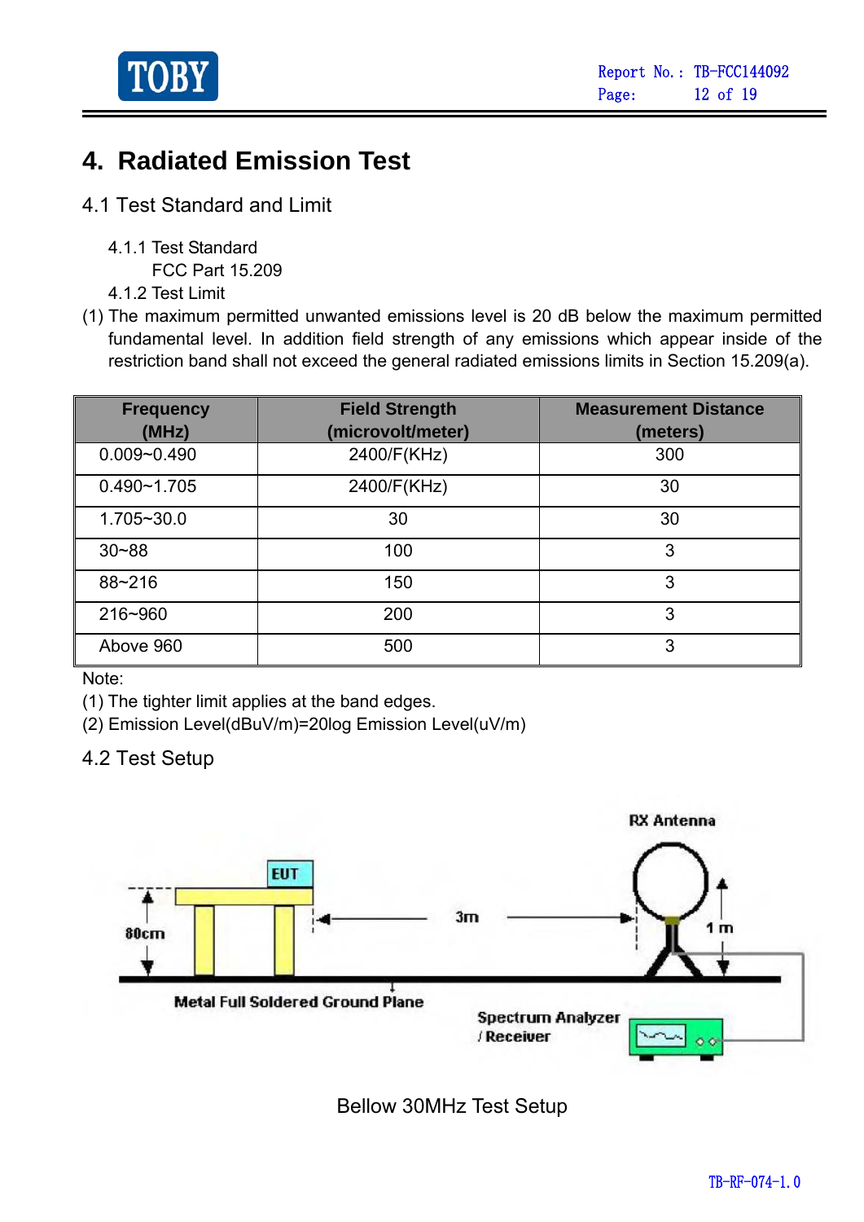# 4. Radiated Emission Test

## 4.1 Test Standard and Limit

4.1.1 Test Standard

FCC Part 15.209

4.1.2 Test Limit

(1) The maximum permitted unwanted emissions level is 20 dB below the maximum permitted fundamental level. In addition field strength of any emissions which appear inside of the restriction band shall not exceed the general radiated emissions limits in Section 15.209(a).

| Frequency (MHz) | Field Strength (microvolt/meter) | Measurement Distance (meters) |
|---|---|---|
| 0.009~0.490 | 2400/F(KHz) | 300 |
| 0.490~1.705 | 2400/F(KHz) | 30 |
| 1.705~30.0 | 30 | 30 |
| 30~88 | 100 | 3 |
| 88~216 | 150 | 3 |
| 216~960 | 200 | 3 |
| Above 960 | 500 | 3 |

Note:

(1) The tighter limit applies at the band edges.

(2) Emission Level(dBuV/m)=20log Emission Level(uV/m)

## 4.2 Test Setup

EUT

80cm

3m

RX Antenna

1 m

Metal Full Soldered Ground Plane

Spectrum Analyzer / Receiver

Bellow 30MHz Test Setup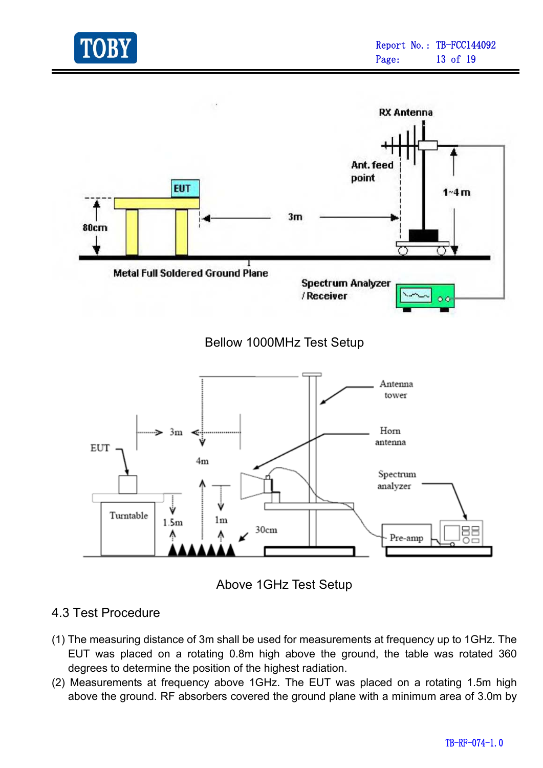Bellow 1000MHz Test Setup

Above 1GHz Test Setup

### 4.3 Test Procedure

(1) The measuring distance of 3m shall be used for measurements at frequency up to 1GHz. The EUT was placed on a rotating 0.8m high above the ground, the table was rotated 360 degrees to determine the position of the highest radiation.

(2) Measurements at frequency above 1GHz. The EUT was placed on a rotating 1.5m high above the ground. RF absorbers covered the ground plane with a minimum area of 3.0m by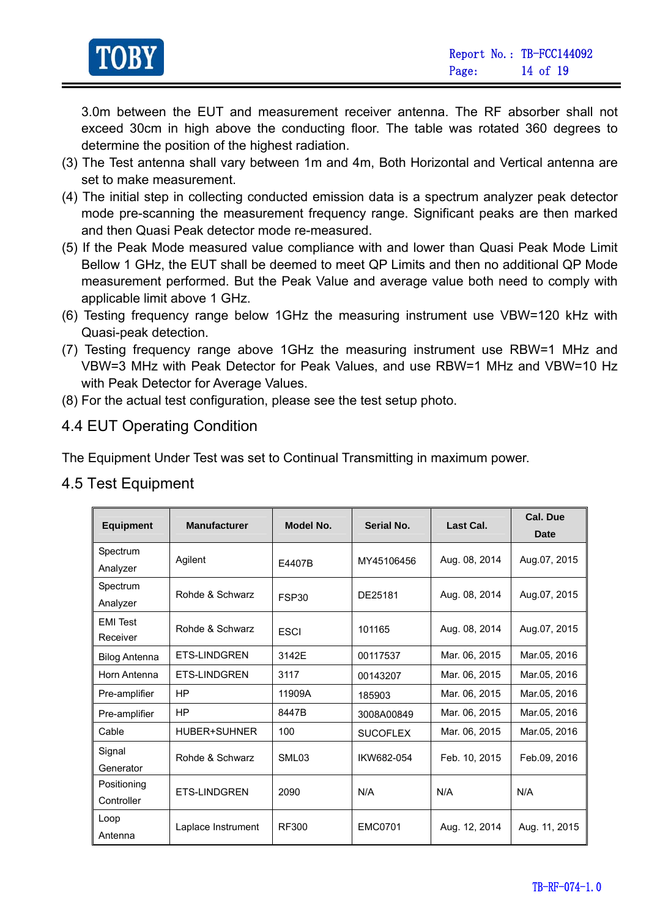3.0m between the EUT and measurement receiver antenna. The RF absorber shall not exceed 30cm in high above the conducting floor. The table was rotated 360 degrees to determine the position of the highest radiation.

(3) The Test antenna shall vary between 1m and 4m, Both Horizontal and Vertical antenna are set to make measurement.

(4) The initial step in collecting conducted emission data is a spectrum analyzer peak detector mode pre-scanning the measurement frequency range. Significant peaks are then marked and then Quasi Peak detector mode re-measured.

(5) If the Peak Mode measured value compliance with and lower than Quasi Peak Mode Limit Bellow 1 GHz, the EUT shall be deemed to meet QP Limits and then no additional QP Mode measurement performed. But the Peak Value and average value both need to comply with applicable limit above 1 GHz.

(6) Testing frequency range below 1GHz the measuring instrument use VBW=120 kHz with Quasi-peak detection.

(7) Testing frequency range above 1GHz the measuring instrument use RBW=1 MHz and VBW=3 MHz with Peak Detector for Peak Values, and use RBW=1 MHz and VBW=10 Hz with Peak Detector for Average Values.

(8) For the actual test configuration, please see the test setup photo.

## 4.4 EUT Operating Condition

The Equipment Under Test was set to Continual Transmitting in maximum power.

## 4.5 Test Equipment

| Equipment | Manufacturer | Model No. | Serial No. | Last Cal. | Cal. Due Date |
|---|---|---|---|---|---|
| Spectrum Analyzer | Agilent | E4407B | MY45106456 | Aug. 08, 2014 | Aug.07, 2015 |
| Spectrum Analyzer | Rohde & Schwarz | FSP30 | DE25181 | Aug. 08, 2014 | Aug.07, 2015 |
| EMI Test Receiver | Rohde & Schwarz | ESCI | 101165 | Aug. 08, 2014 | Aug.07, 2015 |
| Bilog Antenna | ETS-LINDGREN | 3142E | 00117537 | Mar. 06, 2015 | Mar.05, 2016 |
| Horn Antenna | ETS-LINDGREN | 3117 | 00143207 | Mar. 06, 2015 | Mar.05, 2016 |
| Pre-amplifier | HP | 11909A | 185903 | Mar. 06, 2015 | Mar.05, 2016 |
| Pre-amplifier | HP | 8447B | 3008A00849 | Mar. 06, 2015 | Mar.05, 2016 |
| Cable | HUBER+SUHNER | 100 | SUCOFLEX | Mar. 06, 2015 | Mar.05, 2016 |
| Signal Generator | Rohde & Schwarz | SML03 | IKW682-054 | Feb. 10, 2015 | Feb.09, 2016 |
| Positioning Controller | ETS-LINDGREN | 2090 | N/A | N/A | N/A |
| Loop Antenna | Laplace Instrument | RF300 | EMC0701 | Aug. 12, 2014 | Aug. 11, 2015 |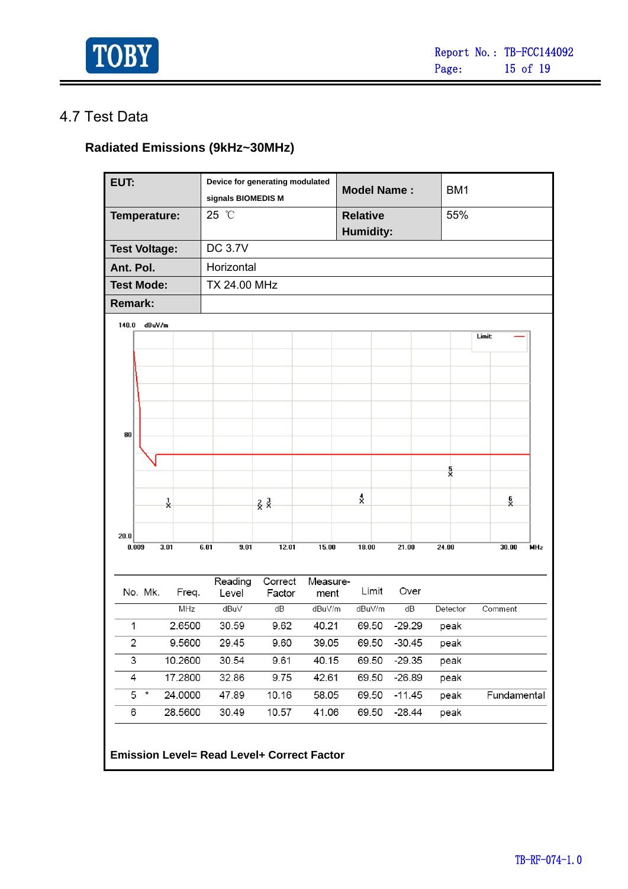## 4.7 Test Data

### Radiated Emissions (9kHz~30MHz)

| | | | |
|---|---|---|---|
| **EUT:** | **Device for generating modulated signals BIOMEDIS M** | **Model Name :** | BM1 |
| **Temperature:** | 25 ℃ | **Relative Humidity:** | 55% |
| **Test Voltage:** | DC 3.7V | | |
| **Ant. Pol.** | Horizontal | | |
| **Test Mode:** | TX 24.00 MHz | | |
| **Remark:** | | | |

| No. | Mk. | Freq. | Reading Level | Correct Factor | Measure-ment | Limit | Over | Detector | Comment |
|---|---|---|---|---|---|---|---|---|---|
| | | MHz | dBuV | dB | dBuV/m | dBuV/m | dB | | |
| 1 | | 2.6500 | 30.59 | 9.62 | 40.21 | 69.50 | -29.29 | peak | |
| 2 | | 9.5600 | 29.45 | 9.60 | 39.05 | 69.50 | -30.45 | peak | |
| 3 | | 10.2600 | 30.54 | 9.61 | 40.15 | 69.50 | -29.35 | peak | |
| 4 | | 17.2800 | 32.86 | 9.75 | 42.61 | 69.50 | -26.89 | peak | |
| 5 | * | 24.0000 | 47.89 | 10.16 | 58.05 | 69.50 | -11.45 | peak | Fundamental |
| 6 | | 28.5600 | 30.49 | 10.57 | 41.06 | 69.50 | -28.44 | peak | |

**Emission Level= Read Level+ Correct Factor**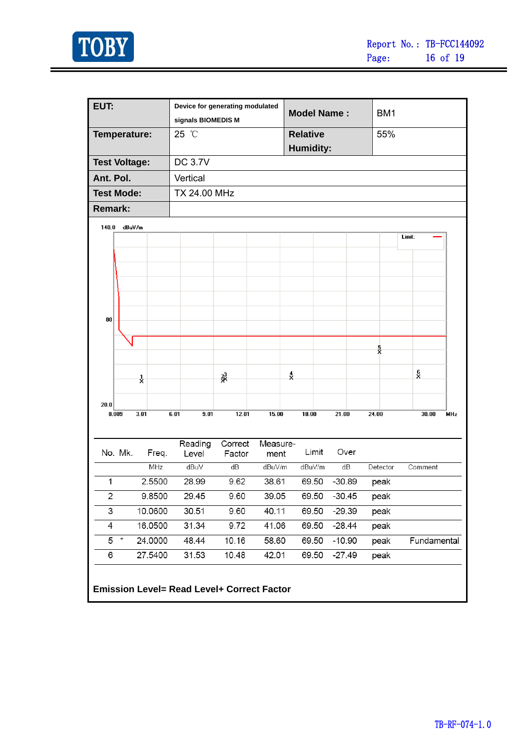| EUT: | Device for generating modulated signals BIOMEDIS M | Model Name : | BM1 |
|---|---|---|---|
| Temperature: | 25 ℃ | Relative Humidity: | 55% |
| Test Voltage: | DC 3.7V | | |
| Ant. Pol. | Vertical | | |
| Test Mode: | TX 24.00 MHz | | |
| Remark: | | | |

| No. | Mk. | Freq. | Reading Level | Correct Factor | Measure-ment | Limit | Over | Detector | Comment |
|---|---|---|---|---|---|---|---|---|---|
| | | MHz | dBuV | dB | dBuV/m | dBuV/m | dB | | |
| 1 | | 2.5500 | 28.99 | 9.62 | 38.61 | 69.50 | -30.89 | peak | |
| 2 | | 9.8500 | 29.45 | 9.60 | 39.05 | 69.50 | -30.45 | peak | |
| 3 | | 10.0600 | 30.51 | 9.60 | 40.11 | 69.50 | -29.39 | peak | |
| 4 | | 16.0500 | 31.34 | 9.72 | 41.06 | 69.50 | -28.44 | peak | |
| 5 | * | 24.0000 | 48.44 | 10.16 | 58.60 | 69.50 | -10.90 | peak | Fundamental |
| 6 | | 27.5400 | 31.53 | 10.48 | 42.01 | 69.50 | -27.49 | peak | |

**Emission Level= Read Level+ Correct Factor**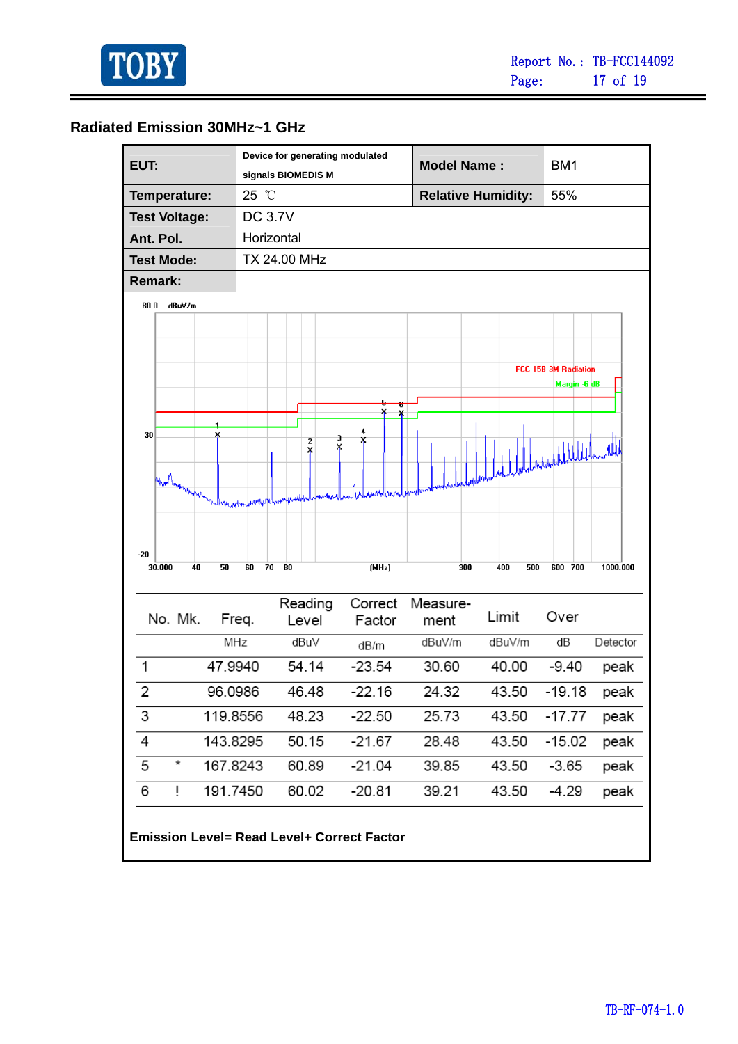## Radiated Emission 30MHz~1 GHz

| | | | |
|---|---|---|---|
| **EUT:** | Device for generating modulated signals BIOMEDIS M | **Model Name :** | BM1 |
| **Temperature:** | 25 ℃ | **Relative Humidity:** | 55% |
| **Test Voltage:** | DC 3.7V | | |
| **Ant. Pol.** | Horizontal | | |
| **Test Mode:** | TX 24.00 MHz | | |
| **Remark:** | | | |

| No. | Mk. | Freq. | Reading Level | Correct Factor | Measure-ment | Limit | Over | |
|---|---|---|---|---|---|---|---|---|
| | | MHz | dBuV | dB/m | dBuV/m | dBuV/m | dB | Detector |
| 1 | | 47.9940 | 54.14 | -23.54 | 30.60 | 40.00 | -9.40 | peak |
| 2 | | 96.0986 | 46.48 | -22.16 | 24.32 | 43.50 | -19.18 | peak |
| 3 | | 119.8556 | 48.23 | -22.50 | 25.73 | 43.50 | -17.77 | peak |
| 4 | | 143.8295 | 50.15 | -21.67 | 28.48 | 43.50 | -15.02 | peak |
| 5 | * | 167.8243 | 60.89 | -21.04 | 39.85 | 43.50 | -3.65 | peak |
| 6 | ! | 191.7450 | 60.02 | -20.81 | 39.21 | 43.50 | -4.29 | peak |

**Emission Level= Read Level+ Correct Factor**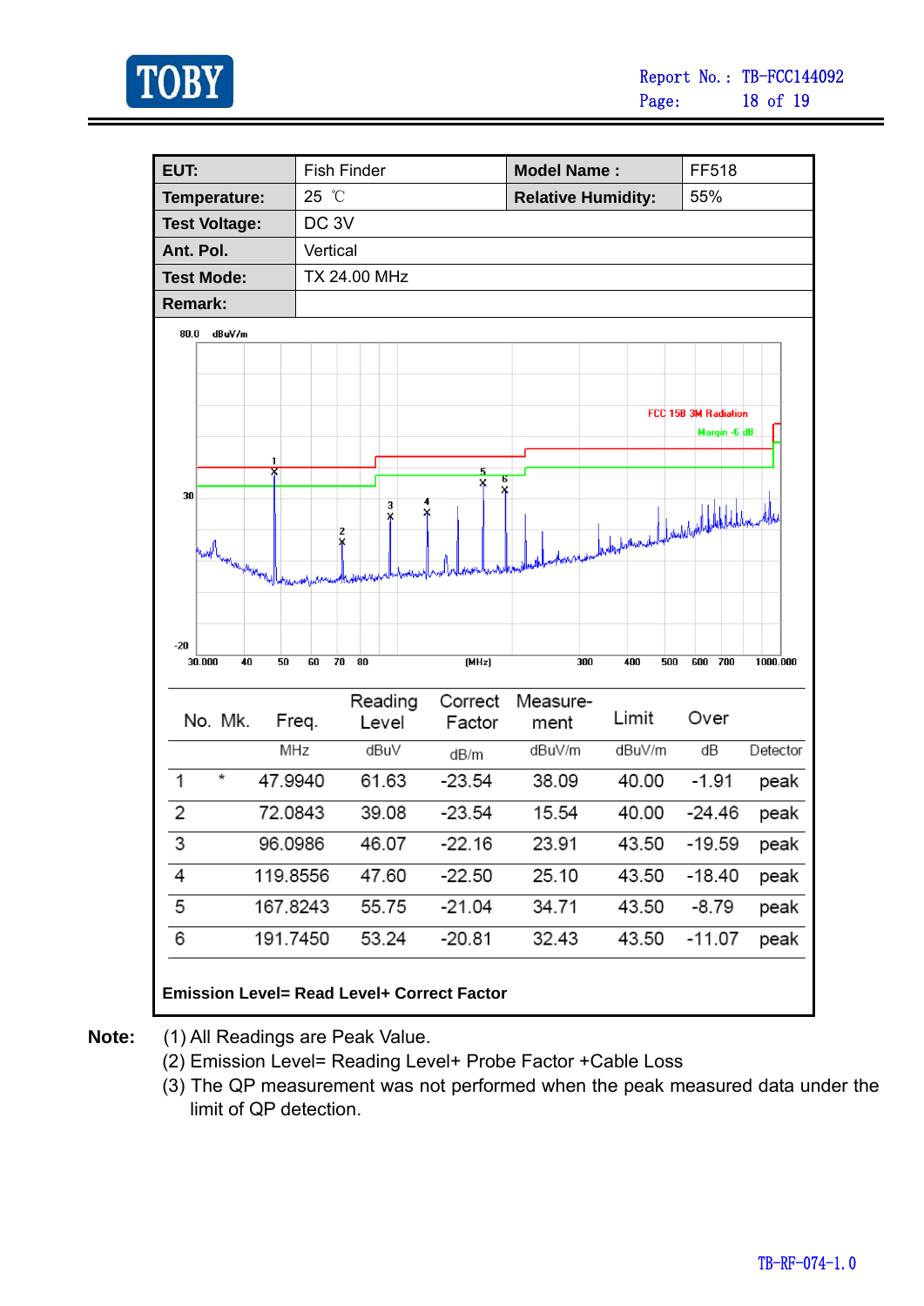| EUT: | Fish Finder | Model Name : | FF518 |
| --- | --- | --- | --- |
| Temperature: | 25 ℃ | Relative Humidity: | 55% |
| Test Voltage: | DC 3V | | |
| Ant. Pol. | Vertical | | |
| Test Mode: | TX 24.00 MHz | | |
| Remark: | | | |

| No. | Mk. | Freq. | Reading Level | Correct Factor | Measure-ment | Limit | Over | |
| --- | --- | --- | --- | --- | --- | --- | --- | --- |
| | | MHz | dBuV | dB/m | dBuV/m | dBuV/m | dB | Detector |
| 1 | * | 47.9940 | 61.63 | -23.54 | 38.09 | 40.00 | -1.91 | peak |
| 2 | | 72.0843 | 39.08 | -23.54 | 15.54 | 40.00 | -24.46 | peak |
| 3 | | 96.0986 | 46.07 | -22.16 | 23.91 | 43.50 | -19.59 | peak |
| 4 | | 119.8556 | 47.60 | -22.50 | 25.10 | 43.50 | -18.40 | peak |
| 5 | | 167.8243 | 55.75 | -21.04 | 34.71 | 43.50 | -8.79 | peak |
| 6 | | 191.7450 | 53.24 | -20.81 | 32.43 | 43.50 | -11.07 | peak |

**Emission Level= Read Level+ Correct Factor**

**Note:**

(1) All Readings are Peak Value.

(2) Emission Level= Reading Level+ Probe Factor +Cable Loss

(3) The QP measurement was not performed when the peak measured data under the limit of QP detection.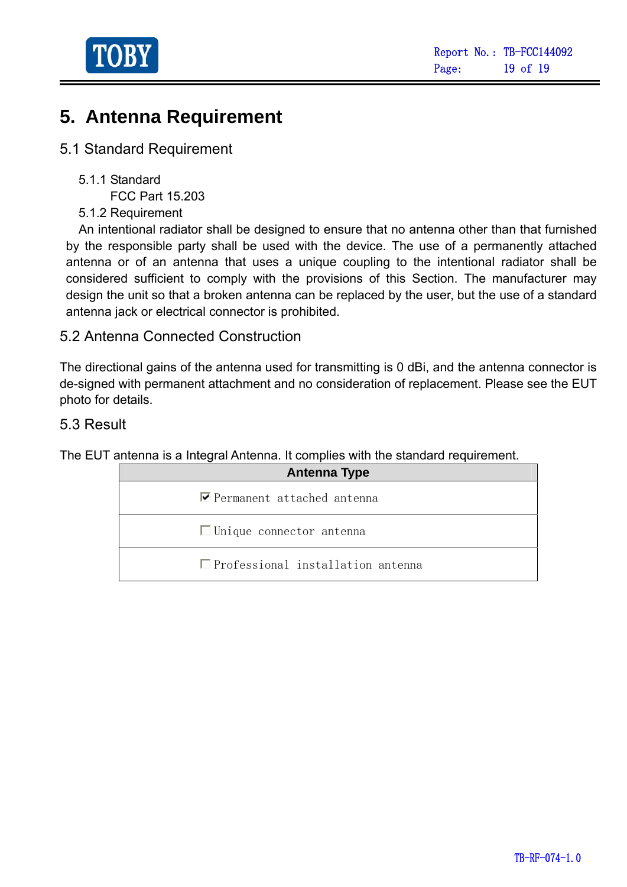# 5. Antenna Requirement

## 5.1 Standard Requirement

5.1.1 Standard

FCC Part 15.203

5.1.2 Requirement

An intentional radiator shall be designed to ensure that no antenna other than that furnished by the responsible party shall be used with the device. The use of a permanently attached antenna or of an antenna that uses a unique coupling to the intentional radiator shall be considered sufficient to comply with the provisions of this Section. The manufacturer may design the unit so that a broken antenna can be replaced by the user, but the use of a standard antenna jack or electrical connector is prohibited.

## 5.2 Antenna Connected Construction

The directional gains of the antenna used for transmitting is 0 dBi, and the antenna connector is de-signed with permanent attachment and no consideration of replacement. Please see the EUT photo for details.

## 5.3 Result

The EUT antenna is a Integral Antenna. It complies with the standard requirement.

| Antenna Type |
|---|
| ☑ Permanent attached antenna |
| ☐ Unique connector antenna |
| ☐ Professional installation antenna |